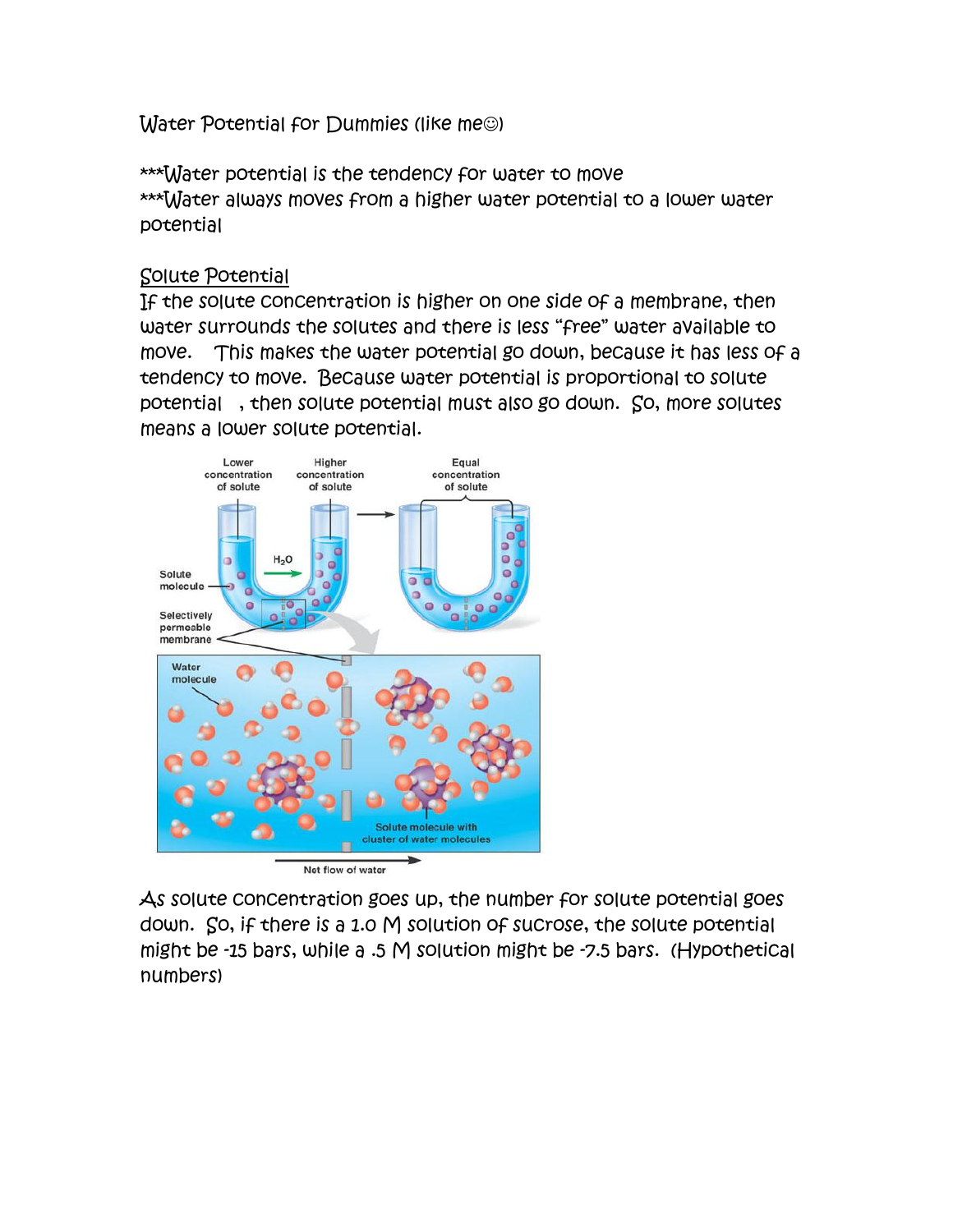Water Potential for Dummies (like me☺)

***Water potential is the tendency for water to move
***Water always moves from a higher water potential to a lower water potential

Solute Potential

If the solute concentration is higher on one side of a membrane, then water surrounds the solutes and there is less "free" water available to move. This makes the water potential go down, because it has less of a tendency to move. Because water potential is proportional to solute potential , then solute potential must also go down. So, more solutes means a lower solute potential.

Lower concentration of solute

Higher concentration of solute

Equal concentration of solute

$H_2O$

Solute molecule

Selectively permeable membrane

Water molecule

Solute molecule with cluster of water molecules

Net flow of water

As solute concentration goes up, the number for solute potential goes down. So, if there is a 1.0 M solution of sucrose, the solute potential might be -15 bars, while a .5 M solution might be -7.5 bars. (Hypothetical numbers)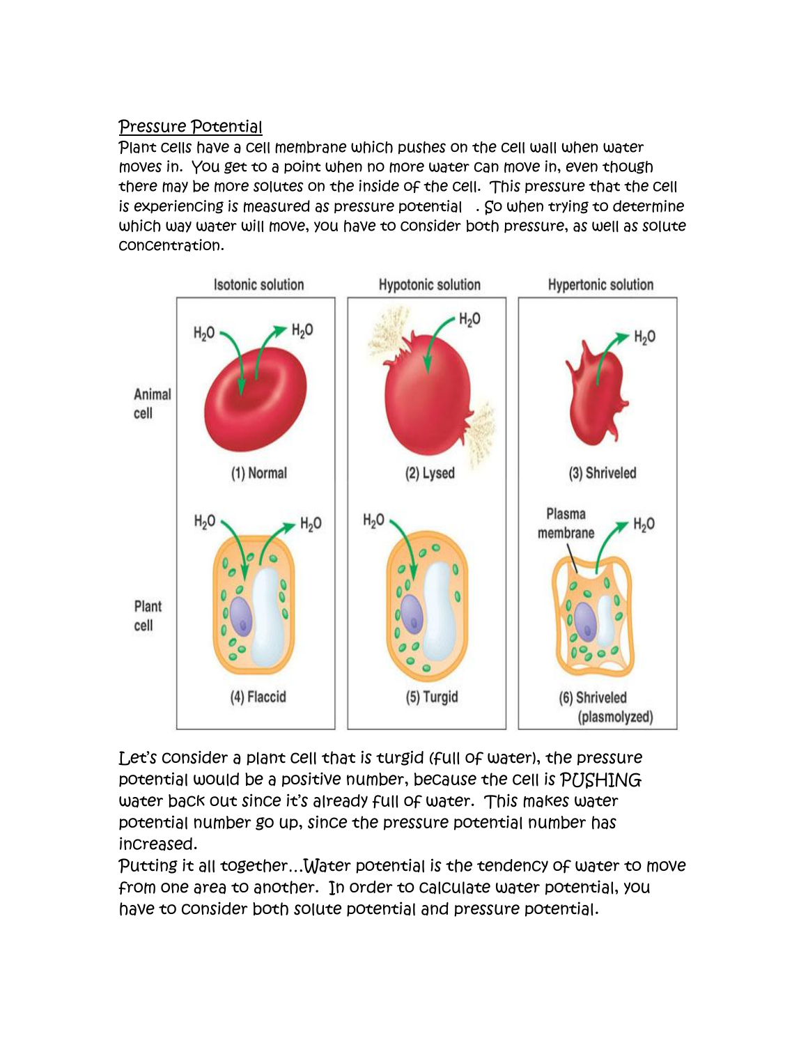## Pressure Potential

Plant cells have a cell membrane which pushes on the cell wall when water moves in. You get to a point when no more water can move in, even though there may be more solutes on the inside of the cell. This pressure that the cell is experiencing is measured as pressure potential . So when trying to determine which way water will move, you have to consider both pressure, as well as solute concentration.

Let's consider a plant cell that is turgid (full of water), the pressure potential would be a positive number, because the cell is PUSHING water back out since it's already full of water. This makes water potential number go up, since the pressure potential number has increased.

Putting it all together…Water potential is the tendency of water to move from one area to another. In order to calculate water potential, you have to consider both solute potential and pressure potential.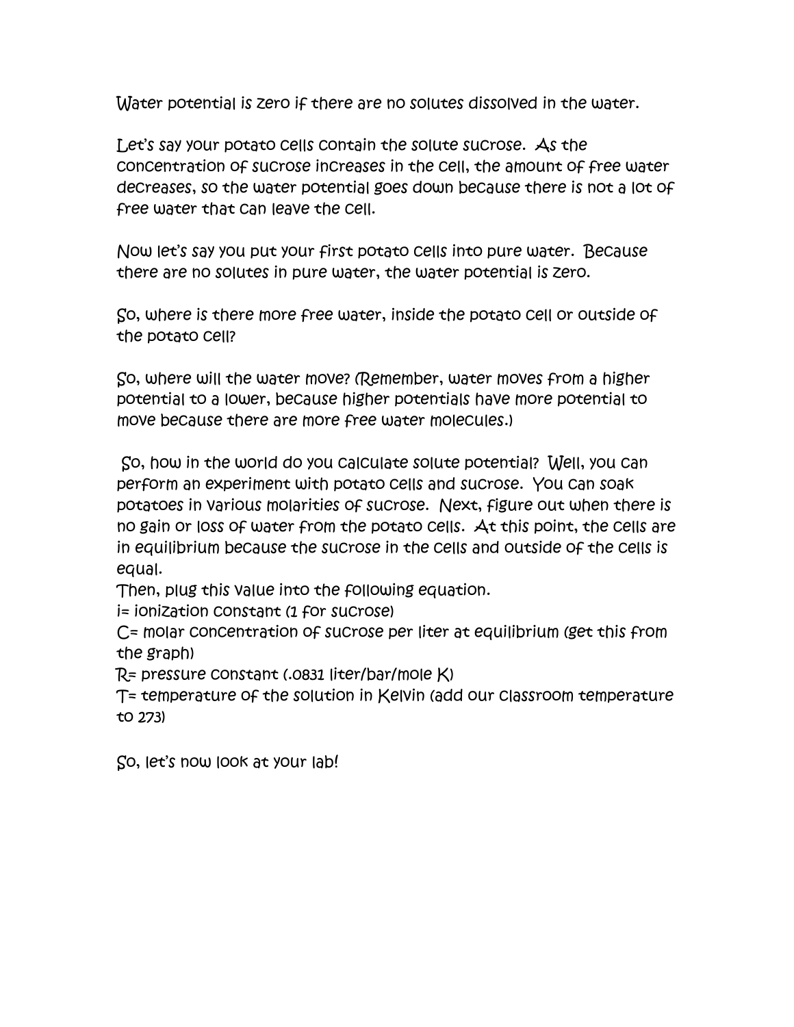Water potential is zero if there are no solutes dissolved in the water.

Let's say your potato cells contain the solute sucrose. As the concentration of sucrose increases in the cell, the amount of free water decreases, so the water potential goes down because there is not a lot of free water that can leave the cell.

Now let's say you put your first potato cells into pure water. Because there are no solutes in pure water, the water potential is zero.

So, where is there more free water, inside the potato cell or outside of the potato cell?

So, where will the water move? (Remember, water moves from a higher potential to a lower, because higher potentials have more potential to move because there are more free water molecules.)

So, how in the world do you calculate solute potential? Well, you can perform an experiment with potato cells and sucrose. You can soak potatoes in various molarities of sucrose. Next, figure out when there is no gain or loss of water from the potato cells. At this point, the cells are in equilibrium because the sucrose in the cells and outside of the cells is equal.

Then, plug this value into the following equation.

i= ionization constant (1 for sucrose)

C= molar concentration of sucrose per liter at equilibrium (get this from the graph)

R= pressure constant (.0831 liter/bar/mole K)

T= temperature of the solution in Kelvin (add our classroom temperature to 273)

So, let's now look at your lab!